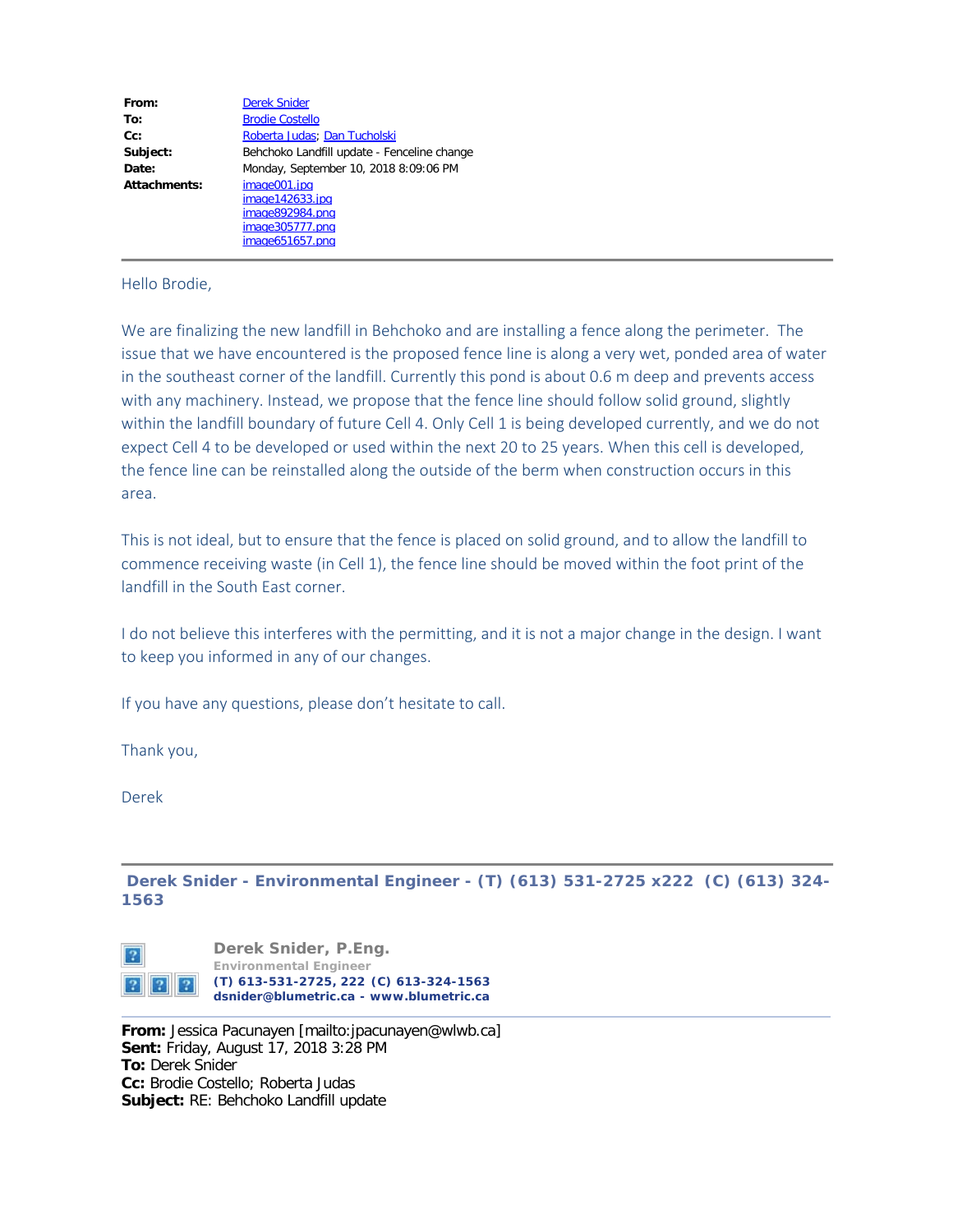| | |
|---|---|
| **From:** | Derek Snider |
| **To:** | Brodie Costello |
| **Cc:** | Roberta Judas; Dan Tucholski |
| **Subject:** | Behchoko Landfill update - Fenceline change |
| **Date:** | Monday, September 10, 2018 8:09:06 PM |
| **Attachments:** | image001.jpg<br>image142633.jpg<br>image892984.png<br>image305777.png<br>image651657.png |

---

Hello Brodie,

We are finalizing the new landfill in Behchoko and are installing a fence along the perimeter. The issue that we have encountered is the proposed fence line is along a very wet, ponded area of water in the southeast corner of the landfill. Currently this pond is about 0.6 m deep and prevents access with any machinery. Instead, we propose that the fence line should follow solid ground, slightly within the landfill boundary of future Cell 4. Only Cell 1 is being developed currently, and we do not expect Cell 4 to be developed or used within the next 20 to 25 years. When this cell is developed, the fence line can be reinstalled along the outside of the berm when construction occurs in this area.

This is not ideal, but to ensure that the fence is placed on solid ground, and to allow the landfill to commence receiving waste (in Cell 1), the fence line should be moved within the foot print of the landfill in the South East corner.

I do not believe this interferes with the permitting, and it is not a major change in the design. I want to keep you informed in any of our changes.

If you have any questions, please don't hesitate to call.

Thank you,

Derek

---

**Derek Snider - Environmental Engineer - (T) (613) 531-2725 x222 (C) (613) 324-1563**

**Derek Snider, P.Eng.**
**Environmental Engineer**
**(T) 613-531-2725, 222 (C) 613-324-1563**
**dsnider@blumetric.ca - www.blumetric.ca**

---

**From:** Jessica Pacunayen [mailto:jpacunayen@wlwb.ca]
**Sent:** Friday, August 17, 2018 3:28 PM
**To:** Derek Snider
**Cc:** Brodie Costello; Roberta Judas
**Subject:** RE: Behchoko Landfill update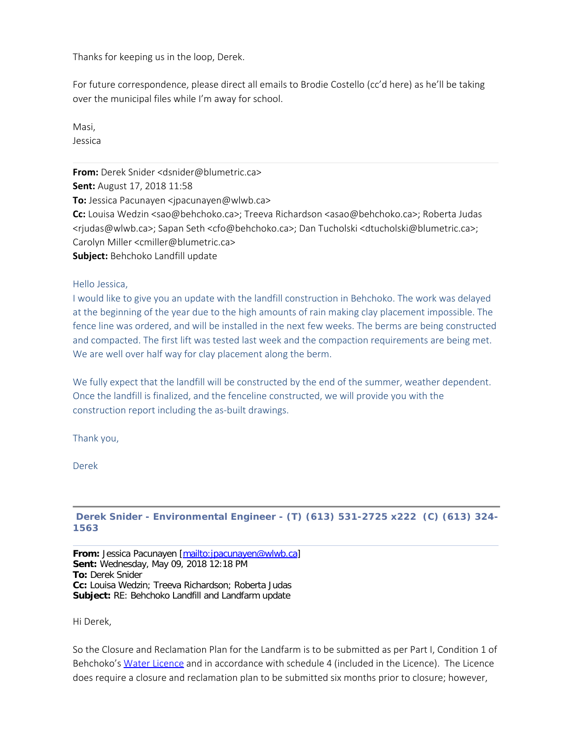Thanks for keeping us in the loop, Derek.

For future correspondence, please direct all emails to Brodie Costello (cc'd here) as he'll be taking over the municipal files while I'm away for school.

Masi,
Jessica

---

**From:** Derek Snider <dsnider@blumetric.ca>
**Sent:** August 17, 2018 11:58
**To:** Jessica Pacunayen <jpacunayen@wlwb.ca>
**Cc:** Louisa Wedzin <sao@behchoko.ca>; Treeva Richardson <asao@behchoko.ca>; Roberta Judas <rjudas@wlwb.ca>; Sapan Seth <cfo@behchoko.ca>; Dan Tucholski <dtucholski@blumetric.ca>; Carolyn Miller <cmiller@blumetric.ca>
**Subject:** Behchoko Landfill update

Hello Jessica,

I would like to give you an update with the landfill construction in Behchoko. The work was delayed at the beginning of the year due to the high amounts of rain making clay placement impossible. The fence line was ordered, and will be installed in the next few weeks. The berms are being constructed and compacted. The first lift was tested last week and the compaction requirements are being met. We are well over half way for clay placement along the berm.

We fully expect that the landfill will be constructed by the end of the summer, weather dependent. Once the landfill is finalized, and the fenceline constructed, we will provide you with the construction report including the as-built drawings.

Thank you,

Derek

---

**Derek Snider - Environmental Engineer - (T) (613) 531-2725 x222 (C) (613) 324-1563**

---

**From:** Jessica Pacunayen [mailto:jpacunayen@wlwb.ca]
**Sent:** Wednesday, May 09, 2018 12:18 PM
**To:** Derek Snider
**Cc:** Louisa Wedzin; Treeva Richardson; Roberta Judas
**Subject:** RE: Behchoko Landfill and Landfarm update

Hi Derek,

So the Closure and Reclamation Plan for the Landfarm is to be submitted as per Part I, Condition 1 of Behchoko's Water Licence and in accordance with schedule 4 (included in the Licence). The Licence does require a closure and reclamation plan to be submitted six months prior to closure; however,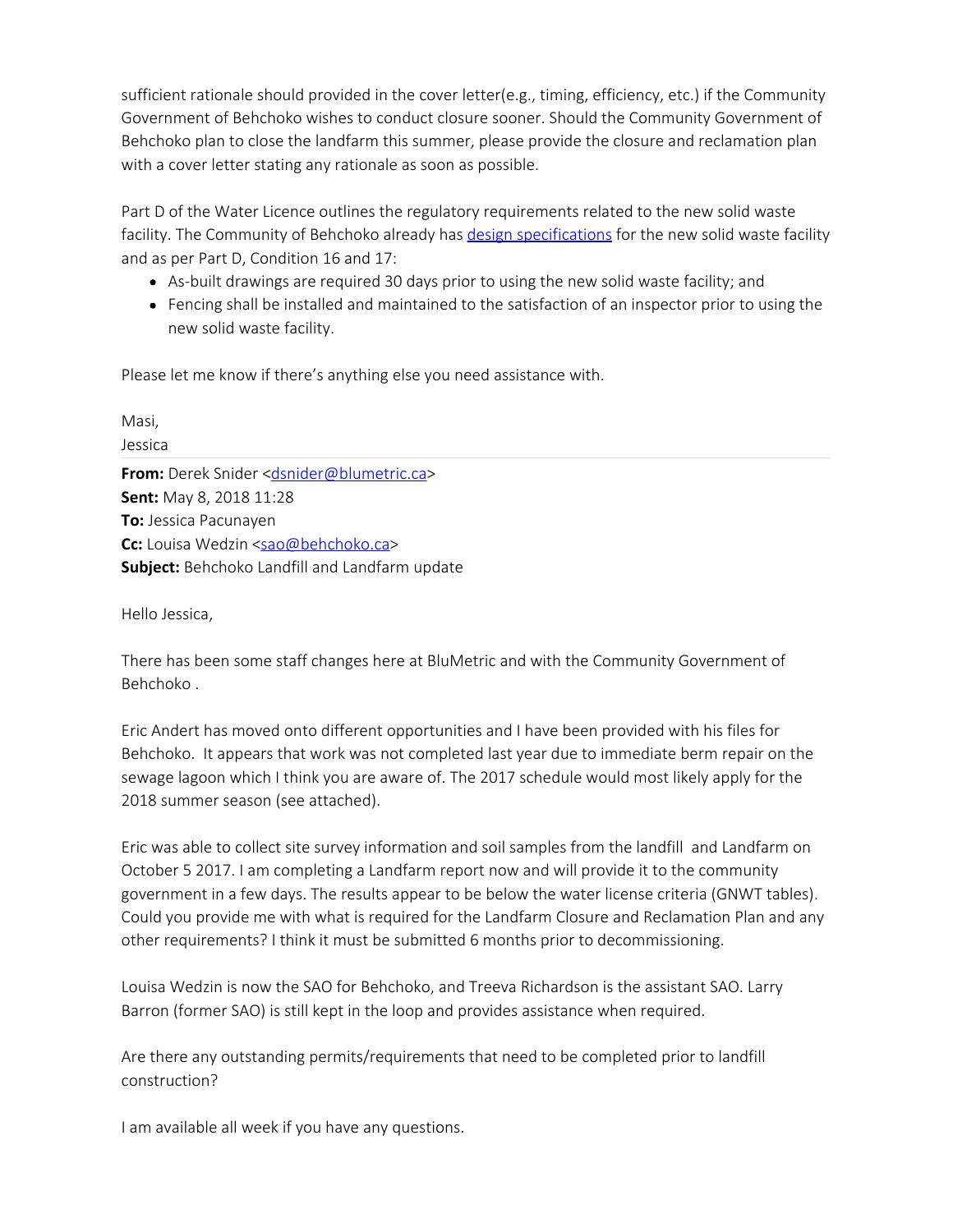sufficient rationale should provided in the cover letter(e.g., timing, efficiency, etc.) if the Community Government of Behchoko wishes to conduct closure sooner. Should the Community Government of Behchoko plan to close the landfarm this summer, please provide the closure and reclamation plan with a cover letter stating any rationale as soon as possible.

Part D of the Water Licence outlines the regulatory requirements related to the new solid waste facility. The Community of Behchoko already has design specifications for the new solid waste facility and as per Part D, Condition 16 and 17:

- As-built drawings are required 30 days prior to using the new solid waste facility; and
- Fencing shall be installed and maintained to the satisfaction of an inspector prior to using the new solid waste facility.

Please let me know if there's anything else you need assistance with.

Masi,
Jessica

**From:** Derek Snider <dsnider@blumetric.ca>
**Sent:** May 8, 2018 11:28
**To:** Jessica Pacunayen
**Cc:** Louisa Wedzin <sao@behchoko.ca>
**Subject:** Behchoko Landfill and Landfarm update

Hello Jessica,

There has been some staff changes here at BluMetric and with the Community Government of Behchoko .

Eric Andert has moved onto different opportunities and I have been provided with his files for Behchoko. It appears that work was not completed last year due to immediate berm repair on the sewage lagoon which I think you are aware of. The 2017 schedule would most likely apply for the 2018 summer season (see attached).

Eric was able to collect site survey information and soil samples from the landfill and Landfarm on October 5 2017. I am completing a Landfarm report now and will provide it to the community government in a few days. The results appear to be below the water license criteria (GNWT tables). Could you provide me with what is required for the Landfarm Closure and Reclamation Plan and any other requirements? I think it must be submitted 6 months prior to decommissioning.

Louisa Wedzin is now the SAO for Behchoko, and Treeva Richardson is the assistant SAO. Larry Barron (former SAO) is still kept in the loop and provides assistance when required.

Are there any outstanding permits/requirements that need to be completed prior to landfill construction?

I am available all week if you have any questions.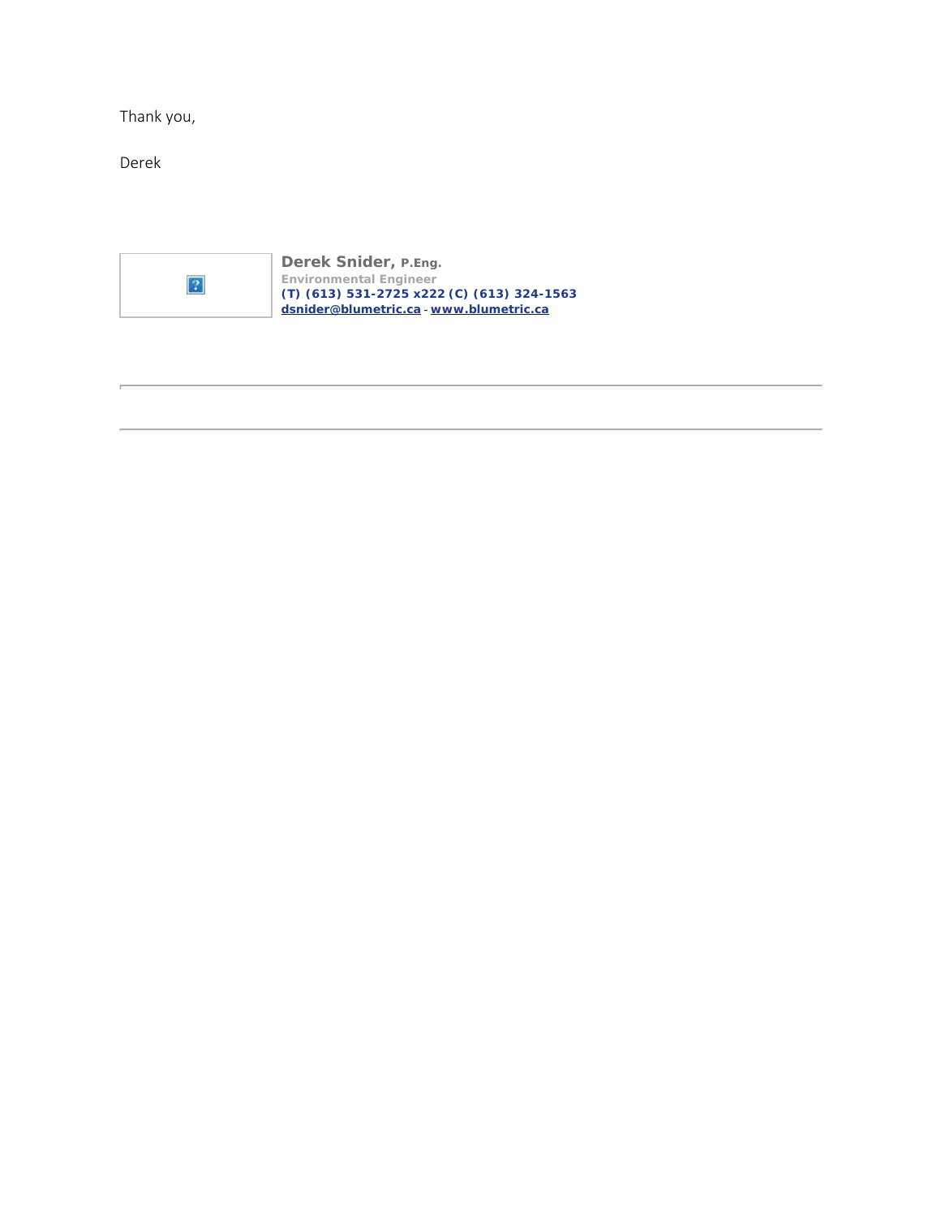Thank you,

Derek

**Derek Snider,** **P.Eng.**
**Environmental Engineer**
**(T) (613) 531-2725 x222 (C) (613) 324-1563**
**dsnider@blumetric.ca** - **www.blumetric.ca**